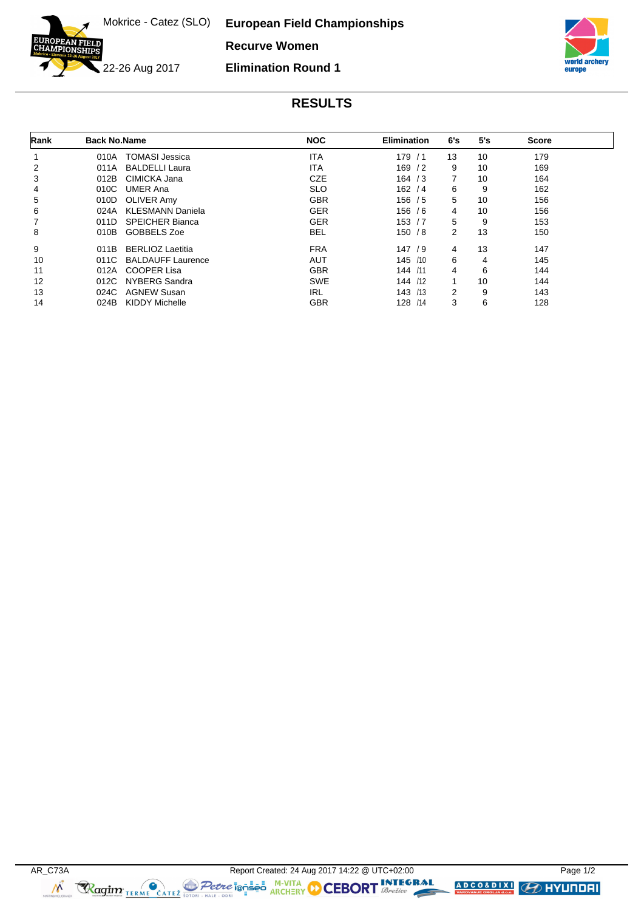Mokrice - Catez (SLO)

22-26 Aug 2017

**European Field Championships**

**Recurve Women**

**Elimination Round 1**

## RESULTS

| Rank | Back No. | Name | NOC | Elimination | 6's | 5's | Score |
|---|---|---|---|---|---|---|---|
| 1 | 010A | TOMASI Jessica | ITA | 179 / 1 | 13 | 10 | 179 |
| 2 | 011A | BALDELLI Laura | ITA | 169 / 2 | 9 | 10 | 169 |
| 3 | 012B | CIMICKA Jana | CZE | 164 / 3 | 7 | 10 | 164 |
| 4 | 010C | UMER Ana | SLO | 162 / 4 | 6 | 9 | 162 |
| 5 | 010D | OLIVER Amy | GBR | 156 / 5 | 5 | 10 | 156 |
| 6 | 024A | KLESMANN Daniela | GER | 156 / 6 | 4 | 10 | 156 |
| 7 | 011D | SPEICHER Bianca | GER | 153 / 7 | 5 | 9 | 153 |
| 8 | 010B | GOBBELS Zoe | BEL | 150 / 8 | 2 | 13 | 150 |
| 9 | 011B | BERLIOZ Laetitia | FRA | 147 / 9 | 4 | 13 | 147 |
| 10 | 011C | BALDAUFF Laurence | AUT | 145 /10 | 6 | 4 | 145 |
| 11 | 012A | COOPER Lisa | GBR | 144 /11 | 4 | 6 | 144 |
| 12 | 012C | NYBERG Sandra | SWE | 144 /12 | 1 | 10 | 144 |
| 13 | 024C | AGNEW Susan | IRL | 143 /13 | 2 | 9 | 143 |
| 14 | 024B | KIDDY Michelle | GBR | 128 /14 | 3 | 6 | 128 |

AR_C73A

Report Created: 24 Aug 2017 14:22 @ UTC+02:00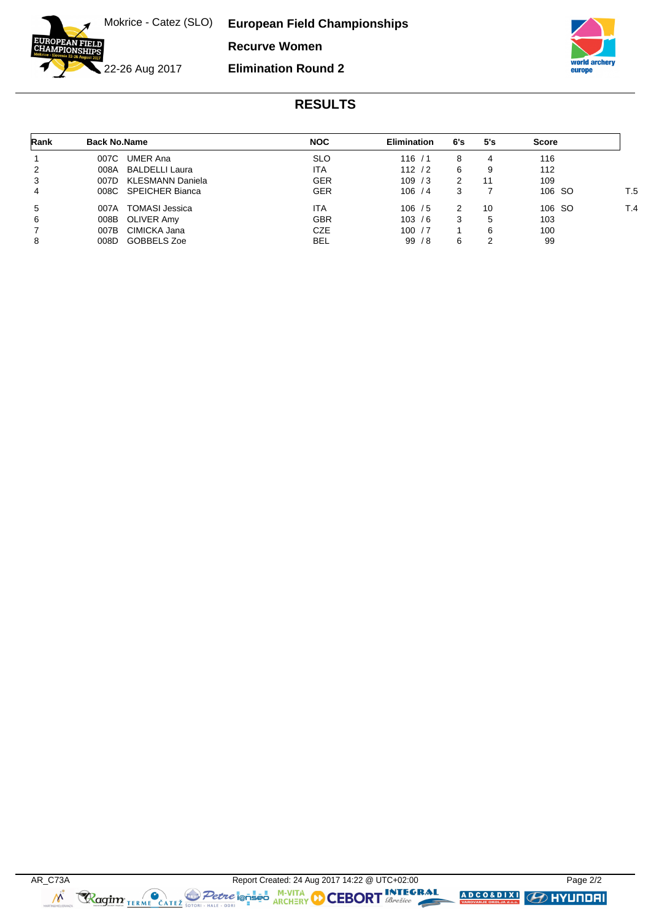# European Field Championships

Mokrice - Catez (SLO)

22-26 Aug 2017

## Recurve Women

## Elimination Round 2

## RESULTS

| Rank | Back No. | Name | NOC | Elimination | 6's | 5's | Score | |
|---|---|---|---|---|---|---|---|---|
| 1 | 007C | UMER Ana | SLO | 116 / 1 | 8 | 4 | 116 | |
| 2 | 008A | BALDELLI Laura | ITA | 112 / 2 | 6 | 9 | 112 | |
| 3 | 007D | KLESMANN Daniela | GER | 109 / 3 | 2 | 11 | 109 | |
| 4 | 008C | SPEICHER Bianca | GER | 106 / 4 | 3 | 7 | 106 SO | T.5 |
| 5 | 007A | TOMASI Jessica | ITA | 106 / 5 | 2 | 10 | 106 SO | T.4 |
| 6 | 008B | OLIVER Amy | GBR | 103 / 6 | 3 | 5 | 103 | |
| 7 | 007B | CIMICKA Jana | CZE | 100 / 7 | 1 | 6 | 100 | |
| 8 | 008D | GOBBELS Zoe | BEL | 99 / 8 | 6 | 2 | 99 | |

AR_C73A Report Created: 24 Aug 2017 14:22 @ UTC+02:00